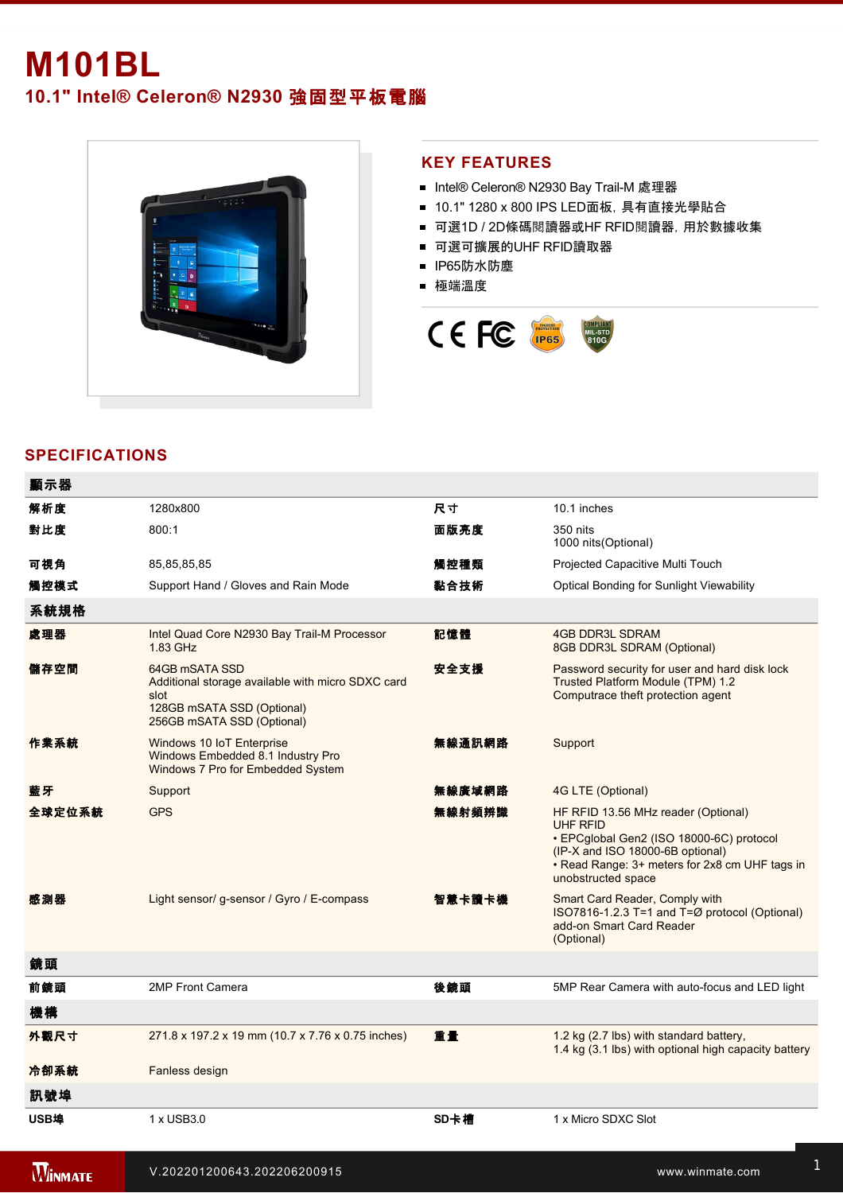# M101BL

## 10.1" Intel® Celeron® N2930 強固型平板電腦

## KEY FEATURES

- Intel® Celeron® N2930 Bay Trail-M 處理器
- 10.1" 1280 x 800 IPS LED面板，具有直接光學貼合
- 可選1D / 2D條碼閱讀器或HF RFID閱讀器，用於數據收集
- 可選可擴展的UHF RFID讀取器
- IP65防水防塵
- 極端溫度

## SPECIFICATIONS

| | | | |
|---|---|---|---|
| **顯示器** | | | |
| **解析度** | 1280x800 | **尺寸** | 10.1 inches |
| **對比度** | 800:1 | **面版亮度** | 350 nits<br>1000 nits(Optional) |
| **可視角** | 85,85,85,85 | **觸控種類** | Projected Capacitive Multi Touch |
| **觸控模式** | Support Hand / Gloves and Rain Mode | **黏合技術** | Optical Bonding for Sunlight Viewability |
| **系統規格** | | | |
| **處理器** | Intel Quad Core N2930 Bay Trail-M Processor<br>1.83 GHz | **記憶體** | 4GB DDR3L SDRAM<br>8GB DDR3L SDRAM (Optional) |
| **儲存空間** | 64GB mSATA SSD<br>Additional storage available with micro SDXC card slot<br>128GB mSATA SSD (Optional)<br>256GB mSATA SSD (Optional) | **安全支援** | Password security for user and hard disk lock<br>Trusted Platform Module (TPM) 1.2<br>Computrace theft protection agent |
| **作業系統** | Windows 10 IoT Enterprise<br>Windows Embedded 8.1 Industry Pro<br>Windows 7 Pro for Embedded System | **無線通訊網路** | Support |
| **藍牙** | Support | **無線廣域網路** | 4G LTE (Optional) |
| **全球定位系統** | GPS | **無線射頻辨識** | HF RFID 13.56 MHz reader (Optional)<br>UHF RFID<br>• EPCglobal Gen2 (ISO 18000-6C) protocol (IP-X and ISO 18000-6B optional)<br>• Read Range: 3+ meters for 2x8 cm UHF tags in unobstructed space |
| **感測器** | Light sensor/ g-sensor / Gyro / E-compass | **智慧卡讀卡機** | Smart Card Reader, Comply with ISO7816-1.2.3 T=1 and T=Ø protocol (Optional)<br>add-on Smart Card Reader (Optional) |
| **鏡頭** | | | |
| **前鏡頭** | 2MP Front Camera | **後鏡頭** | 5MP Rear Camera with auto-focus and LED light |
| **機構** | | | |
| **外觀尺寸** | 271.8 x 197.2 x 19 mm (10.7 x 7.76 x 0.75 inches) | **重量** | 1.2 kg (2.7 lbs) with standard battery,<br>1.4 kg (3.1 lbs) with optional high capacity battery |
| **冷卻系統** | Fanless design | | |
| **訊號埠** | | | |
| **USB埠** | 1 x USB3.0 | **SD卡槽** | 1 x Micro SDXC Slot |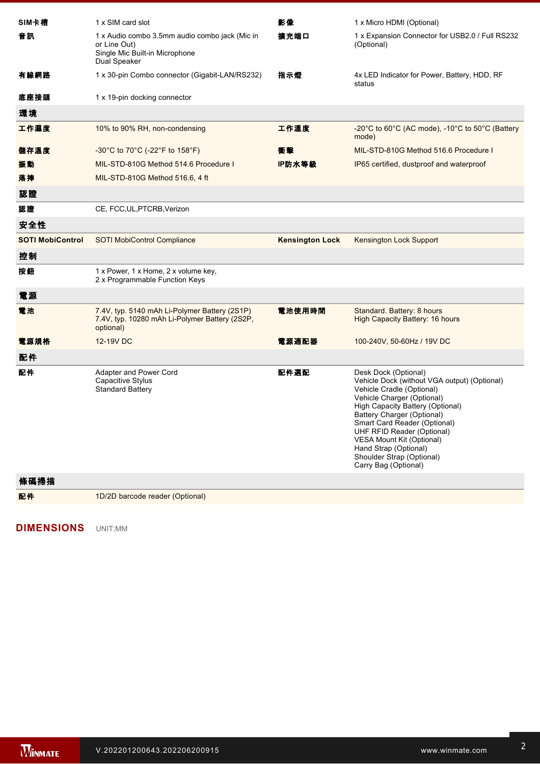| | | | |
|---|---|---|---|
| **SIM卡槽** | 1 x SIM card slot | **影像** | 1 x Micro HDMI (Optional) |
| **音訊** | 1 x Audio combo 3.5mm audio combo jack (Mic in or Line Out)<br>Single Mic Built-in Microphone<br>Dual Speaker | **擴充端口** | 1 x Expansion Connector for USB2.0 / Full RS232 (Optional) |
| **有線網路** | 1 x 30-pin Combo connector (Gigabit-LAN/RS232) | **指示燈** | 4x LED Indicator for Power, Battery, HDD, RF status |
| **底座接頭** | 1 x 19-pin docking connector | | |

## 環境

| | | | |
|---|---|---|---|
| **工作濕度** | 10% to 90% RH, non-condensing | **工作溫度** | -20°C to 60°C (AC mode), -10°C to 50°C (Battery mode) |
| **儲存溫度** | -30°C to 70°C (-22°F to 158°F) | **衝擊** | MIL-STD-810G Method 516.6 Procedure I |
| **振動** | MIL-STD-810G Method 514.6 Procedure I | **IP防水等級** | IP65 certified, dustproof and waterproof |
| **落摔** | MIL-STD-810G Method 516.6, 4 ft | | |

## 認證

| | |
|---|---|
| **認證** | CE, FCC,UL,PTCRB,Verizon |

## 安全性

| | | | |
|---|---|---|---|
| **SOTI MobiControl** | SOTI MobiControl Compliance | **Kensington Lock** | Kensington Lock Support |

## 控制

| | |
|---|---|
| **按鈕** | 1 x Power, 1 x Home, 2 x volume key,<br>2 x Programmable Function Keys |

## 電源

| | | | |
|---|---|---|---|
| **電池** | 7.4V, typ. 5140 mAh Li-Polymer Battery (2S1P)<br>7.4V, typ. 10280 mAh Li-Polymer Battery (2S2P, optional) | **電池使用時間** | Standard. Battery: 8 hours<br>High Capacity Battery: 16 hours |
| **電源規格** | 12-19V DC | **電源適配器** | 100-240V, 50-60Hz / 19V DC |

## 配件

| | | | |
|---|---|---|---|
| **配件** | Adapter and Power Cord<br>Capacitive Stylus<br>Standard Battery | **配件選配** | Desk Dock (Optional)<br>Vehicle Dock (without VGA output) (Optional)<br>Vehicle Cradle (Optional)<br>Vehicle Charger (Optional)<br>High Capacity Battery (Optional)<br>Battery Charger (Optional)<br>Smart Card Reader (Optional)<br>UHF RFID Reader (Optional)<br>VESA Mount Kit (Optional)<br>Hand Strap (Optional)<br>Shoulder Strap (Optional)<br>Carry Bag (Optional) |

## 條碼掃描

| | |
|---|---|
| **配件** | 1D/2D barcode reader (Optional) |

## DIMENSIONS

UNIT:MM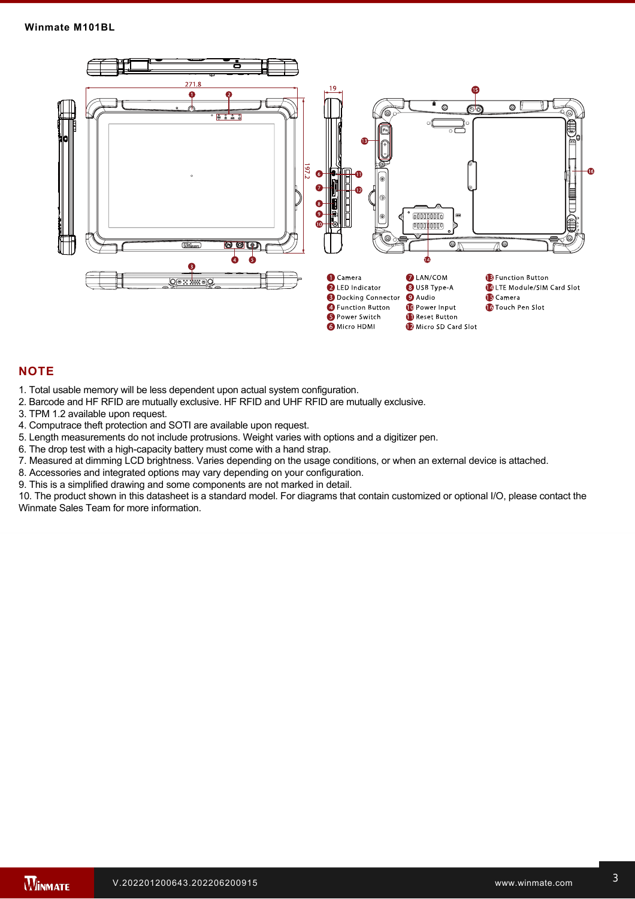Winmate M101BL

271.8

19

197.2

1 Camera
2 LED Indicator
3 Docking Connector
4 Function Button
5 Power Switch
6 Micro HDMI
7 LAN/COM
8 USB Type-A
9 Audio
10 Power Input
11 Reset Button
12 Micro SD Card Slot
13 Function Button
14 LTE Module/SIM Card Slot
15 Camera
16 Touch Pen Slot

## NOTE

1. Total usable memory will be less dependent upon actual system configuration.
2. Barcode and HF RFID are mutually exclusive. HF RFID and UHF RFID are mutually exclusive.
3. TPM 1.2 available upon request.
4. Computrace theft protection and SOTI are available upon request.
5. Length measurements do not include protrusions. Weight varies with options and a digitizer pen.
6. The drop test with a high-capacity battery must come with a hand strap.
7. Measured at dimming LCD brightness. Varies depending on the usage conditions, or when an external device is attached.
8. Accessories and integrated options may vary depending on your configuration.
9. This is a simplified drawing and some components are not marked in detail.
10. The product shown in this datasheet is a standard model. For diagrams that contain customized or optional I/O, please contact the Winmate Sales Team for more information.

V.202201200643.202206200915

www.winmate.com